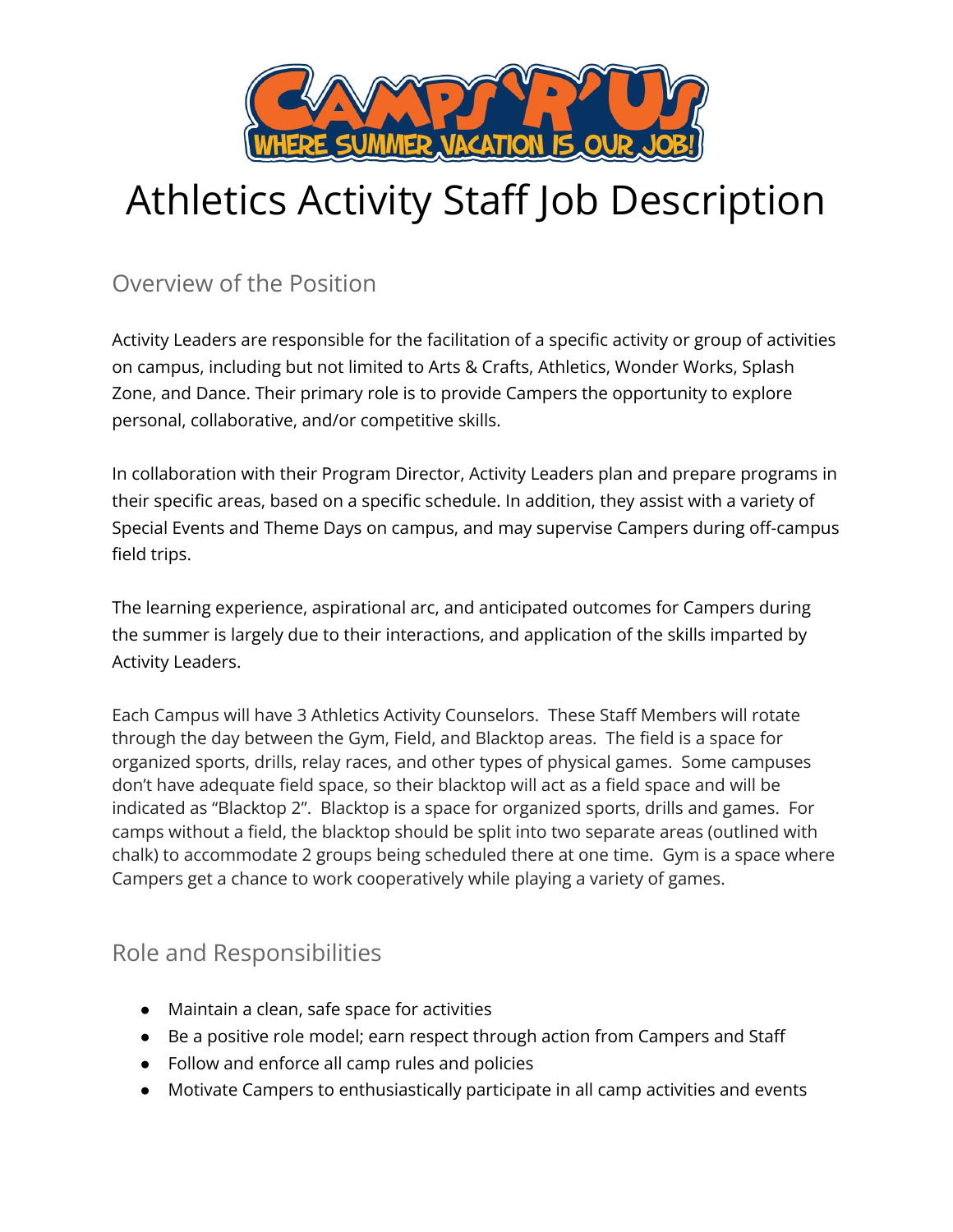# Athletics Activity Staff Job Description

## Overview of the Position

Activity Leaders are responsible for the facilitation of a specific activity or group of activities on campus, including but not limited to Arts & Crafts, Athletics, Wonder Works, Splash Zone, and Dance. Their primary role is to provide Campers the opportunity to explore personal, collaborative, and/or competitive skills.

In collaboration with their Program Director, Activity Leaders plan and prepare programs in their specific areas, based on a specific schedule. In addition, they assist with a variety of Special Events and Theme Days on campus, and may supervise Campers during off-campus field trips.

The learning experience, aspirational arc, and anticipated outcomes for Campers during the summer is largely due to their interactions, and application of the skills imparted by Activity Leaders.

Each Campus will have 3 Athletics Activity Counselors. These Staff Members will rotate through the day between the Gym, Field, and Blacktop areas. The field is a space for organized sports, drills, relay races, and other types of physical games. Some campuses don't have adequate field space, so their blacktop will act as a field space and will be indicated as "Blacktop 2". Blacktop is a space for organized sports, drills and games. For camps without a field, the blacktop should be split into two separate areas (outlined with chalk) to accommodate 2 groups being scheduled there at one time. Gym is a space where Campers get a chance to work cooperatively while playing a variety of games.

## Role and Responsibilities

- Maintain a clean, safe space for activities
- Be a positive role model; earn respect through action from Campers and Staff
- Follow and enforce all camp rules and policies
- Motivate Campers to enthusiastically participate in all camp activities and events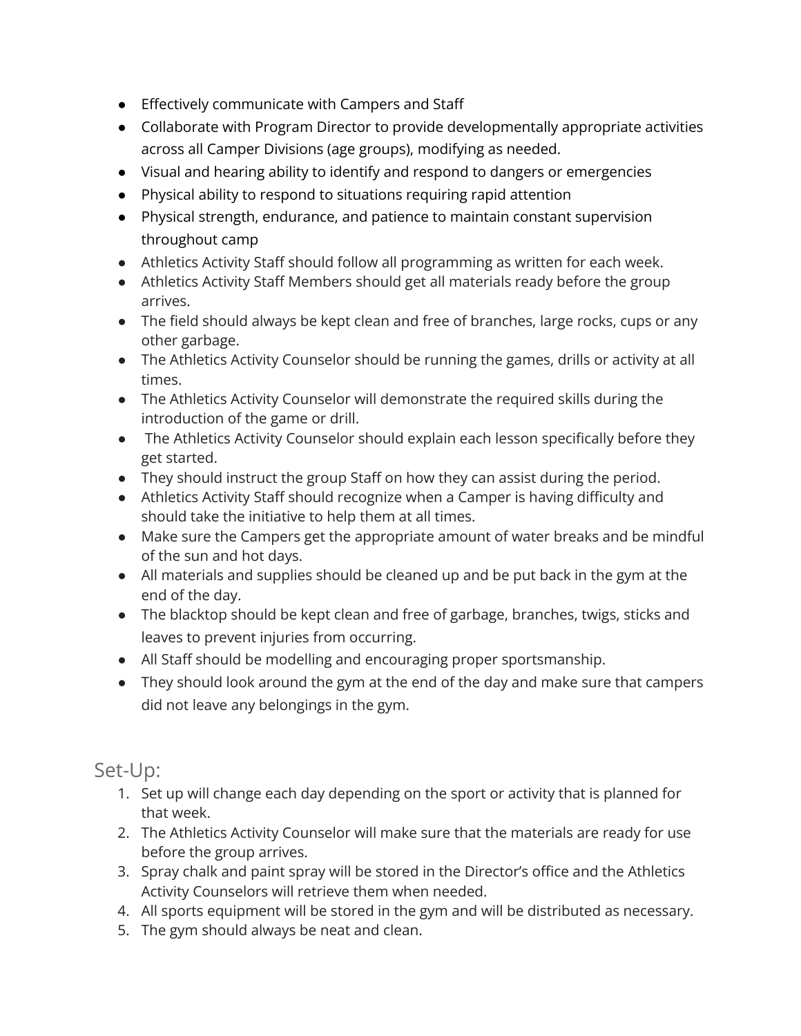- Effectively communicate with Campers and Staff
- Collaborate with Program Director to provide developmentally appropriate activities across all Camper Divisions (age groups), modifying as needed.
- Visual and hearing ability to identify and respond to dangers or emergencies
- Physical ability to respond to situations requiring rapid attention
- Physical strength, endurance, and patience to maintain constant supervision throughout camp
- Athletics Activity Staff should follow all programming as written for each week.
- Athletics Activity Staff Members should get all materials ready before the group arrives.
- The field should always be kept clean and free of branches, large rocks, cups or any other garbage.
- The Athletics Activity Counselor should be running the games, drills or activity at all times.
- The Athletics Activity Counselor will demonstrate the required skills during the introduction of the game or drill.
- The Athletics Activity Counselor should explain each lesson specifically before they get started.
- They should instruct the group Staff on how they can assist during the period.
- Athletics Activity Staff should recognize when a Camper is having difficulty and should take the initiative to help them at all times.
- Make sure the Campers get the appropriate amount of water breaks and be mindful of the sun and hot days.
- All materials and supplies should be cleaned up and be put back in the gym at the end of the day.
- The blacktop should be kept clean and free of garbage, branches, twigs, sticks and leaves to prevent injuries from occurring.
- All Staff should be modelling and encouraging proper sportsmanship.
- They should look around the gym at the end of the day and make sure that campers did not leave any belongings in the gym.

## Set-Up:

1. Set up will change each day depending on the sport or activity that is planned for that week.
2. The Athletics Activity Counselor will make sure that the materials are ready for use before the group arrives.
3. Spray chalk and paint spray will be stored in the Director's office and the Athletics Activity Counselors will retrieve them when needed.
4. All sports equipment will be stored in the gym and will be distributed as necessary.
5. The gym should always be neat and clean.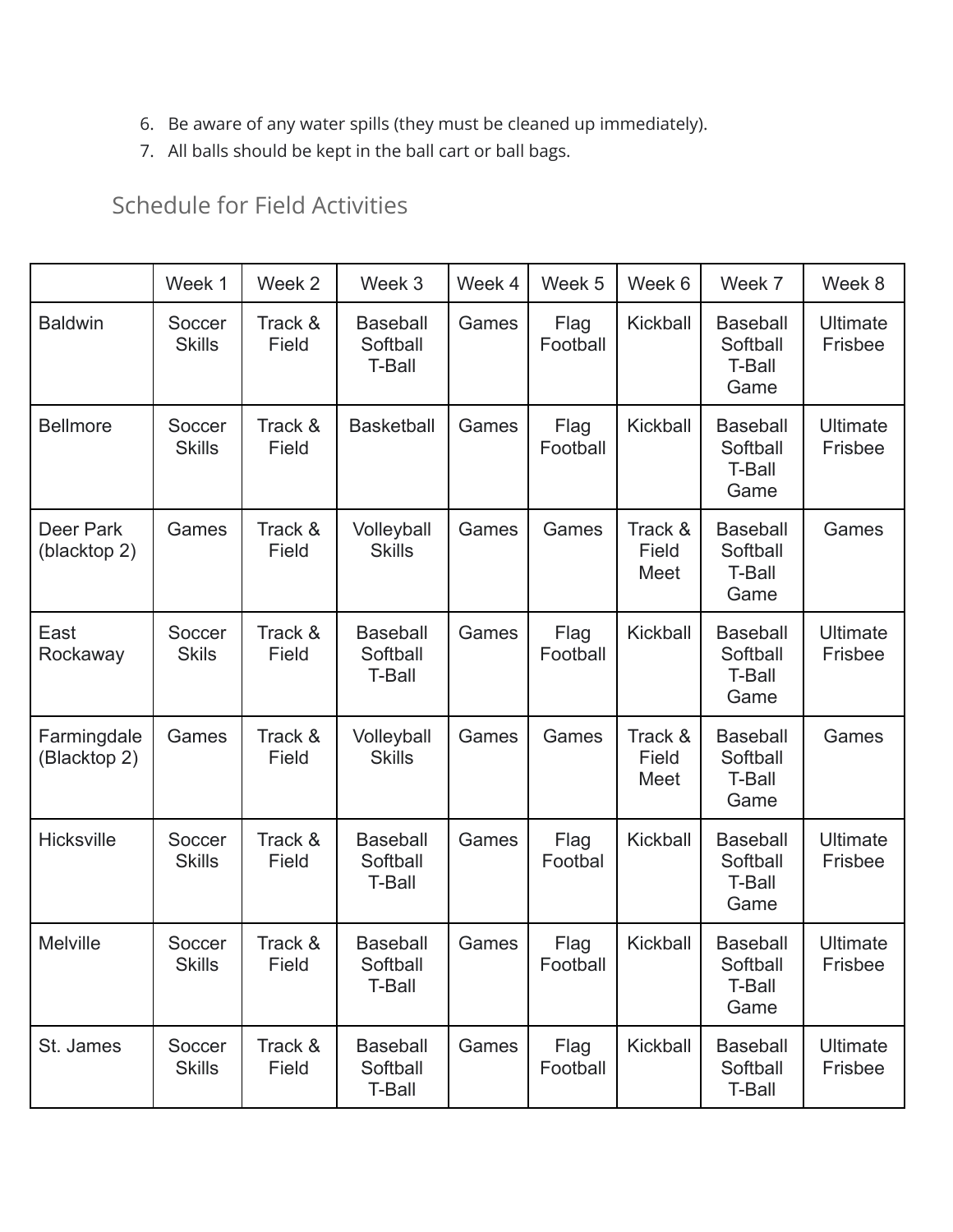6. Be aware of any water spills (they must be cleaned up immediately).
7. All balls should be kept in the ball cart or ball bags.

## Schedule for Field Activities

| | Week 1 | Week 2 | Week 3 | Week 4 | Week 5 | Week 6 | Week 7 | Week 8 |
|---|---|---|---|---|---|---|---|---|
| Baldwin | Soccer Skills | Track & Field | Baseball Softball T-Ball | Games | Flag Football | Kickball | Baseball Softball T-Ball Game | Ultimate Frisbee |
| Bellmore | Soccer Skills | Track & Field | Basketball | Games | Flag Football | Kickball | Baseball Softball T-Ball Game | Ultimate Frisbee |
| Deer Park (blacktop 2) | Games | Track & Field | Volleyball Skills | Games | Games | Track & Field Meet | Baseball Softball T-Ball Game | Games |
| East Rockaway | Soccer Skils | Track & Field | Baseball Softball T-Ball | Games | Flag Football | Kickball | Baseball Softball T-Ball Game | Ultimate Frisbee |
| Farmingdale (Blacktop 2) | Games | Track & Field | Volleyball Skills | Games | Games | Track & Field Meet | Baseball Softball T-Ball Game | Games |
| Hicksville | Soccer Skills | Track & Field | Baseball Softball T-Ball | Games | Flag Footbal | Kickball | Baseball Softball T-Ball Game | Ultimate Frisbee |
| Melville | Soccer Skills | Track & Field | Baseball Softball T-Ball | Games | Flag Football | Kickball | Baseball Softball T-Ball Game | Ultimate Frisbee |
| St. James | Soccer Skills | Track & Field | Baseball Softball T-Ball | Games | Flag Football | Kickball | Baseball Softball T-Ball | Ultimate Frisbee |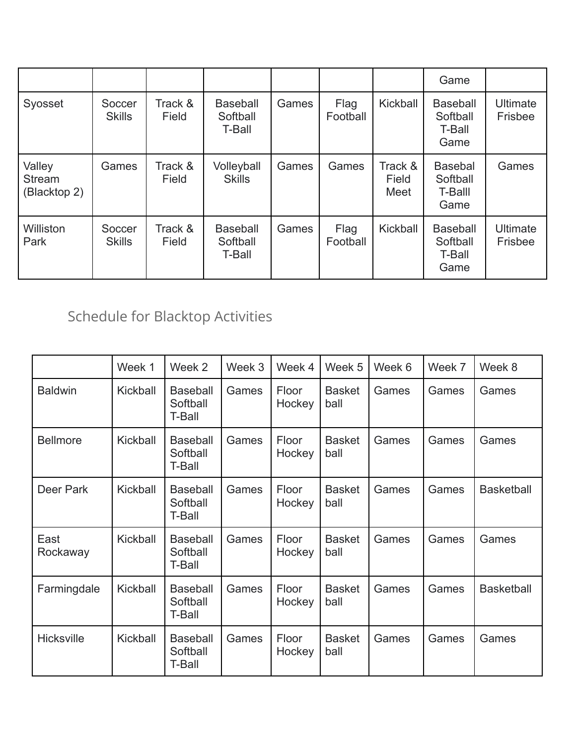| | | | | | | | | |
|---|---|---|---|---|---|---|---|---|
| | | | | | | | Game | |
| Syosset | Soccer Skills | Track & Field | Baseball Softball T-Ball | Games | Flag Football | Kickball | Baseball Softball T-Ball Game | Ultimate Frisbee |
| Valley Stream (Blacktop 2) | Games | Track & Field | Volleyball Skills | Games | Games | Track & Field Meet | Basebal Softball T-Balll Game | Games |
| Williston Park | Soccer Skills | Track & Field | Baseball Softball T-Ball | Games | Flag Football | Kickball | Baseball Softball T-Ball Game | Ultimate Frisbee |

## Schedule for Blacktop Activities

| | Week 1 | Week 2 | Week 3 | Week 4 | Week 5 | Week 6 | Week 7 | Week 8 |
|---|---|---|---|---|---|---|---|---|
| Baldwin | Kickball | Baseball Softball T-Ball | Games | Floor Hockey | Basket ball | Games | Games | Games |
| Bellmore | Kickball | Baseball Softball T-Ball | Games | Floor Hockey | Basket ball | Games | Games | Games |
| Deer Park | Kickball | Baseball Softball T-Ball | Games | Floor Hockey | Basket ball | Games | Games | Basketball |
| East Rockaway | Kickball | Baseball Softball T-Ball | Games | Floor Hockey | Basket ball | Games | Games | Games |
| Farmingdale | Kickball | Baseball Softball T-Ball | Games | Floor Hockey | Basket ball | Games | Games | Basketball |
| Hicksville | Kickball | Baseball Softball T-Ball | Games | Floor Hockey | Basket ball | Games | Games | Games |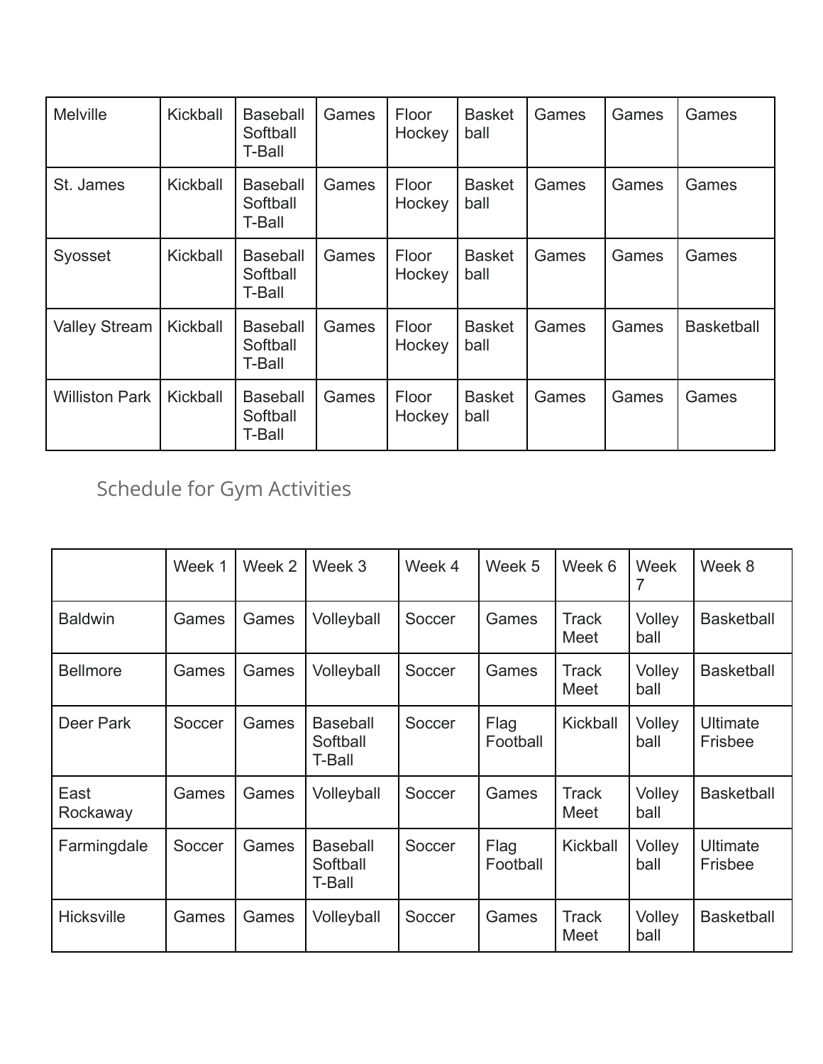| Melville | Kickball | Baseball Softball T-Ball | Games | Floor Hockey | Basket ball | Games | Games | Games |
|---|---|---|---|---|---|---|---|---|
| St. James | Kickball | Baseball Softball T-Ball | Games | Floor Hockey | Basket ball | Games | Games | Games |
| Syosset | Kickball | Baseball Softball T-Ball | Games | Floor Hockey | Basket ball | Games | Games | Games |
| Valley Stream | Kickball | Baseball Softball T-Ball | Games | Floor Hockey | Basket ball | Games | Games | Basketball |
| Williston Park | Kickball | Baseball Softball T-Ball | Games | Floor Hockey | Basket ball | Games | Games | Games |

## Schedule for Gym Activities

| | Week 1 | Week 2 | Week 3 | Week 4 | Week 5 | Week 6 | Week 7 | Week 8 |
|---|---|---|---|---|---|---|---|---|
| Baldwin | Games | Games | Volleyball | Soccer | Games | Track Meet | Volley ball | Basketball |
| Bellmore | Games | Games | Volleyball | Soccer | Games | Track Meet | Volley ball | Basketball |
| Deer Park | Soccer | Games | Baseball Softball T-Ball | Soccer | Flag Football | Kickball | Volley ball | Ultimate Frisbee |
| East Rockaway | Games | Games | Volleyball | Soccer | Games | Track Meet | Volley ball | Basketball |
| Farmingdale | Soccer | Games | Baseball Softball T-Ball | Soccer | Flag Football | Kickball | Volley ball | Ultimate Frisbee |
| Hicksville | Games | Games | Volleyball | Soccer | Games | Track Meet | Volley ball | Basketball |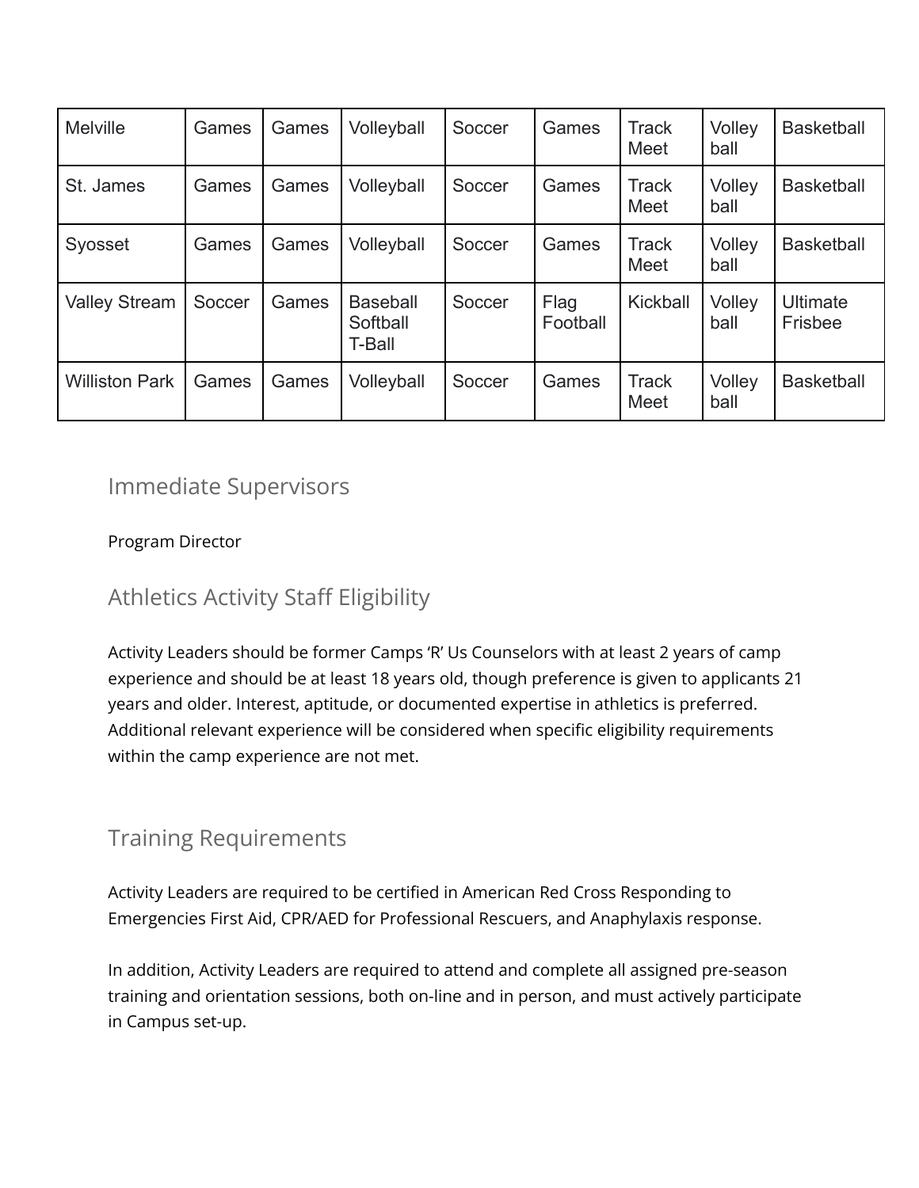| Melville | Games | Games | Volleyball | Soccer | Games | Track Meet | Volley ball | Basketball |
|---|---|---|---|---|---|---|---|---|
| St. James | Games | Games | Volleyball | Soccer | Games | Track Meet | Volley ball | Basketball |
| Syosset | Games | Games | Volleyball | Soccer | Games | Track Meet | Volley ball | Basketball |
| Valley Stream | Soccer | Games | Baseball Softball T-Ball | Soccer | Flag Football | Kickball | Volley ball | Ultimate Frisbee |
| Williston Park | Games | Games | Volleyball | Soccer | Games | Track Meet | Volley ball | Basketball |

## Immediate Supervisors

Program Director

## Athletics Activity Staff Eligibility

Activity Leaders should be former Camps 'R' Us Counselors with at least 2 years of camp experience and should be at least 18 years old, though preference is given to applicants 21 years and older. Interest, aptitude, or documented expertise in athletics is preferred. Additional relevant experience will be considered when specific eligibility requirements within the camp experience are not met.

## Training Requirements

Activity Leaders are required to be certified in American Red Cross Responding to Emergencies First Aid, CPR/AED for Professional Rescuers, and Anaphylaxis response.

In addition, Activity Leaders are required to attend and complete all assigned pre-season training and orientation sessions, both on-line and in person, and must actively participate in Campus set-up.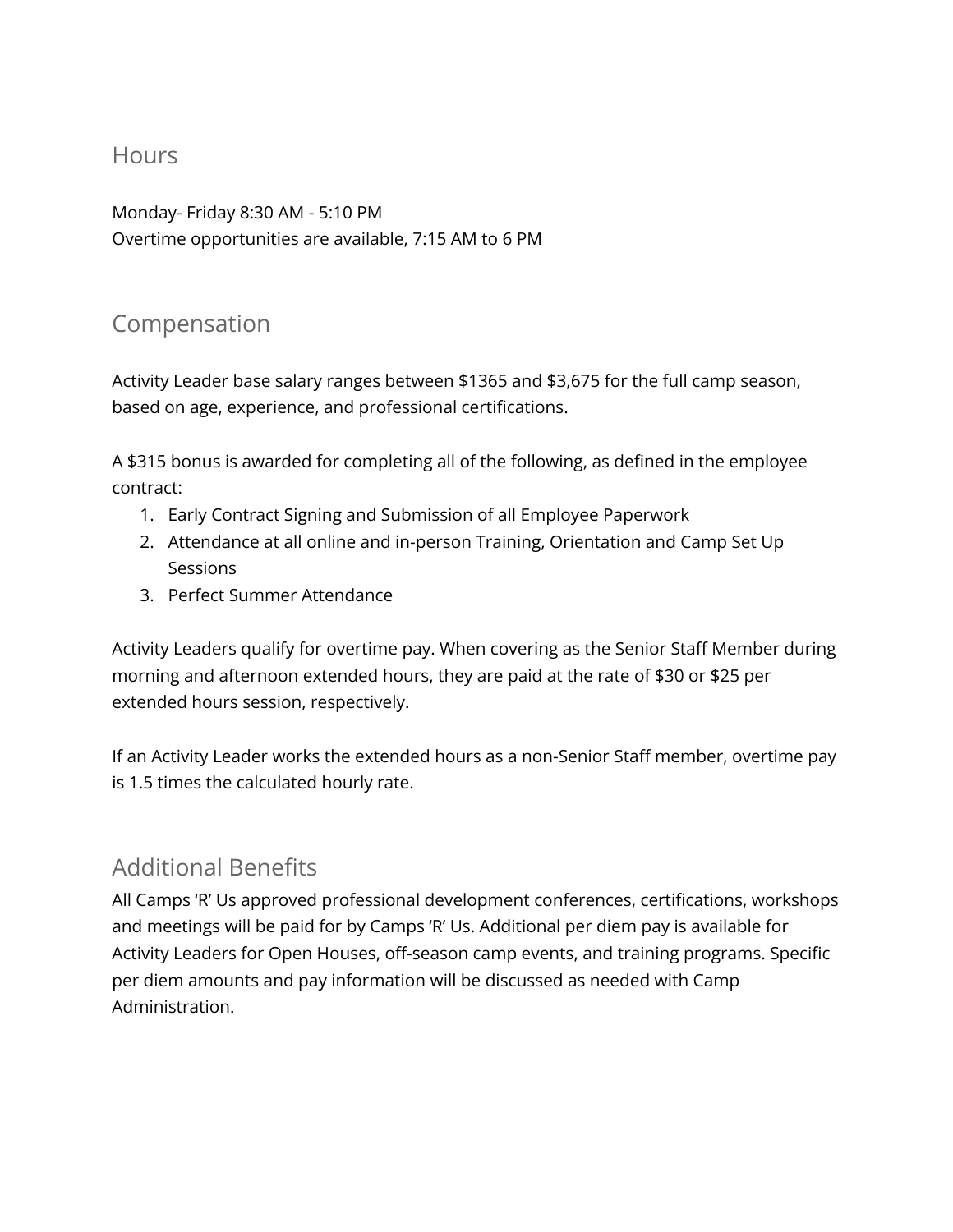## Hours

Monday- Friday 8:30 AM - 5:10 PM
Overtime opportunities are available, 7:15 AM to 6 PM

## Compensation

Activity Leader base salary ranges between $1365 and $3,675 for the full camp season, based on age, experience, and professional certifications.

A $315 bonus is awarded for completing all of the following, as defined in the employee contract:

1. Early Contract Signing and Submission of all Employee Paperwork
2. Attendance at all online and in-person Training, Orientation and Camp Set Up Sessions
3. Perfect Summer Attendance

Activity Leaders qualify for overtime pay. When covering as the Senior Staff Member during morning and afternoon extended hours, they are paid at the rate of $30 or $25 per extended hours session, respectively.

If an Activity Leader works the extended hours as a non-Senior Staff member, overtime pay is 1.5 times the calculated hourly rate.

## Additional Benefits

All Camps 'R' Us approved professional development conferences, certifications, workshops and meetings will be paid for by Camps 'R' Us. Additional per diem pay is available for Activity Leaders for Open Houses, off-season camp events, and training programs. Specific per diem amounts and pay information will be discussed as needed with Camp Administration.